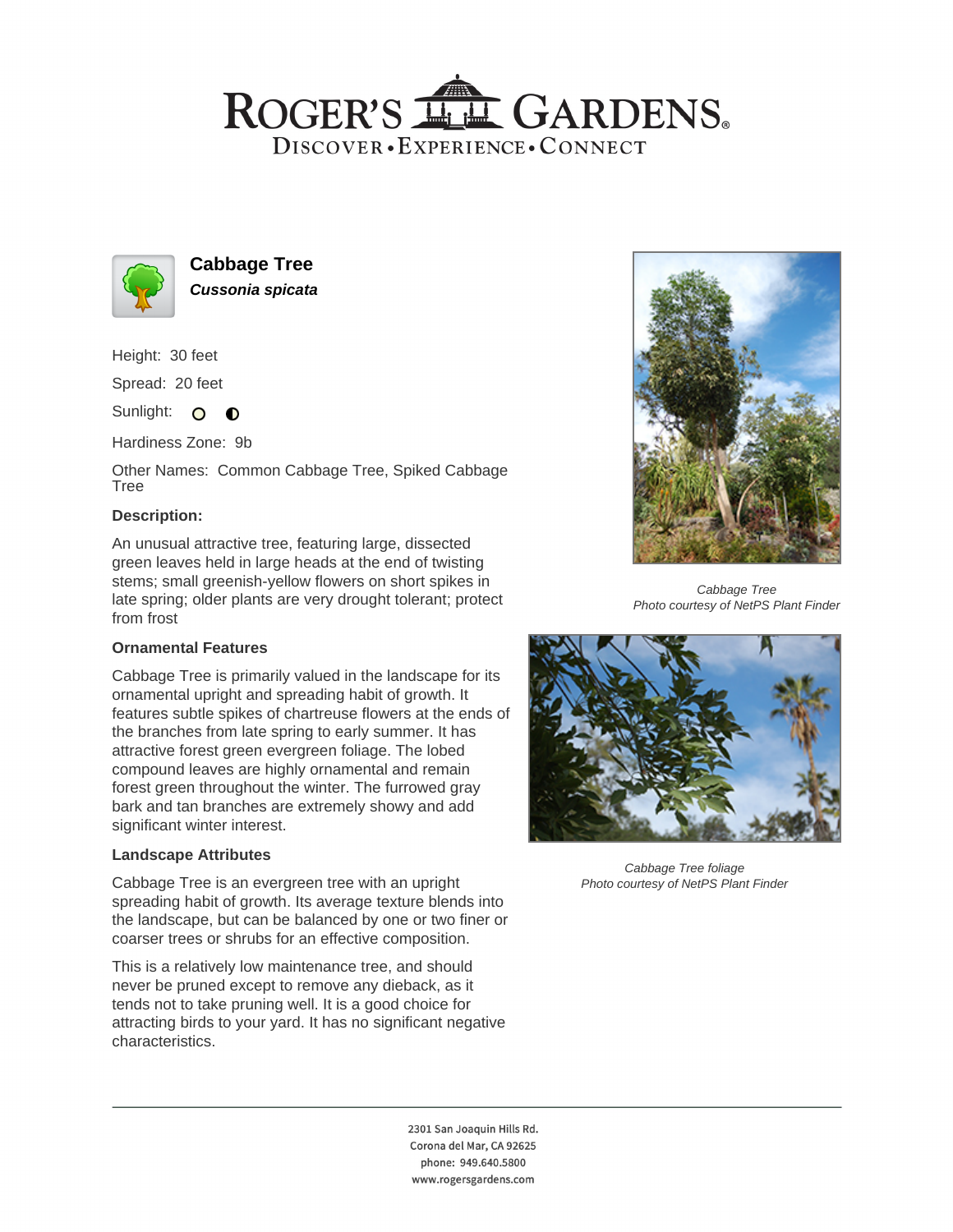# Cabbage Tree

***Cussonia spicata***

Height: 30 feet

Spread: 20 feet

Sunlight: ○ ◐

Hardiness Zone: 9b

Other Names: Common Cabbage Tree, Spiked Cabbage Tree

### Description:

An unusual attractive tree, featuring large, dissected green leaves held in large heads at the end of twisting stems; small greenish-yellow flowers on short spikes in late spring; older plants are very drought tolerant; protect from frost

### Ornamental Features

Cabbage Tree is primarily valued in the landscape for its ornamental upright and spreading habit of growth. It features subtle spikes of chartreuse flowers at the ends of the branches from late spring to early summer. It has attractive forest green evergreen foliage. The lobed compound leaves are highly ornamental and remain forest green throughout the winter. The furrowed gray bark and tan branches are extremely showy and add significant winter interest.

### Landscape Attributes

Cabbage Tree is an evergreen tree with an upright spreading habit of growth. Its average texture blends into the landscape, but can be balanced by one or two finer or coarser trees or shrubs for an effective composition.

This is a relatively low maintenance tree, and should never be pruned except to remove any dieback, as it tends not to take pruning well. It is a good choice for attracting birds to your yard. It has no significant negative characteristics.

*Cabbage Tree*
*Photo courtesy of NetPS Plant Finder*

*Cabbage Tree foliage*
*Photo courtesy of NetPS Plant Finder*

2301 San Joaquin Hills Rd.
Corona del Mar, CA 92625
phone: 949.640.5800
www.rogersgardens.com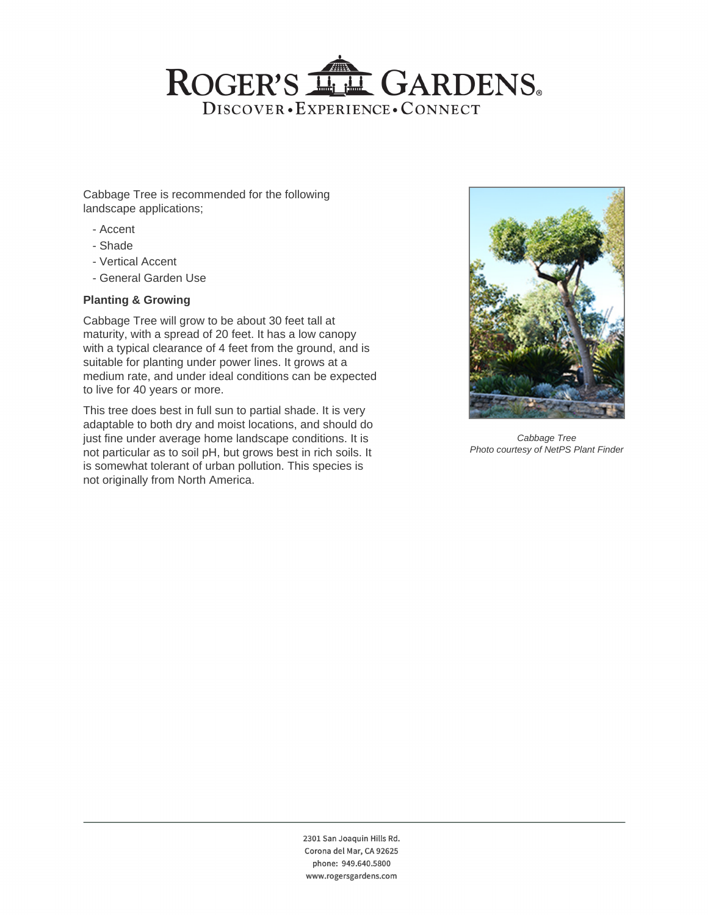Cabbage Tree is recommended for the following landscape applications;

- Accent
- Shade
- Vertical Accent
- General Garden Use

**Planting & Growing**

Cabbage Tree will grow to be about 30 feet tall at maturity, with a spread of 20 feet. It has a low canopy with a typical clearance of 4 feet from the ground, and is suitable for planting under power lines. It grows at a medium rate, and under ideal conditions can be expected to live for 40 years or more.

This tree does best in full sun to partial shade. It is very adaptable to both dry and moist locations, and should do just fine under average home landscape conditions. It is not particular as to soil pH, but grows best in rich soils. It is somewhat tolerant of urban pollution. This species is not originally from North America.

*Cabbage Tree*
*Photo courtesy of NetPS Plant Finder*

2301 San Joaquin Hills Rd.
Corona del Mar, CA 92625
phone: 949.640.5800
www.rogersgardens.com